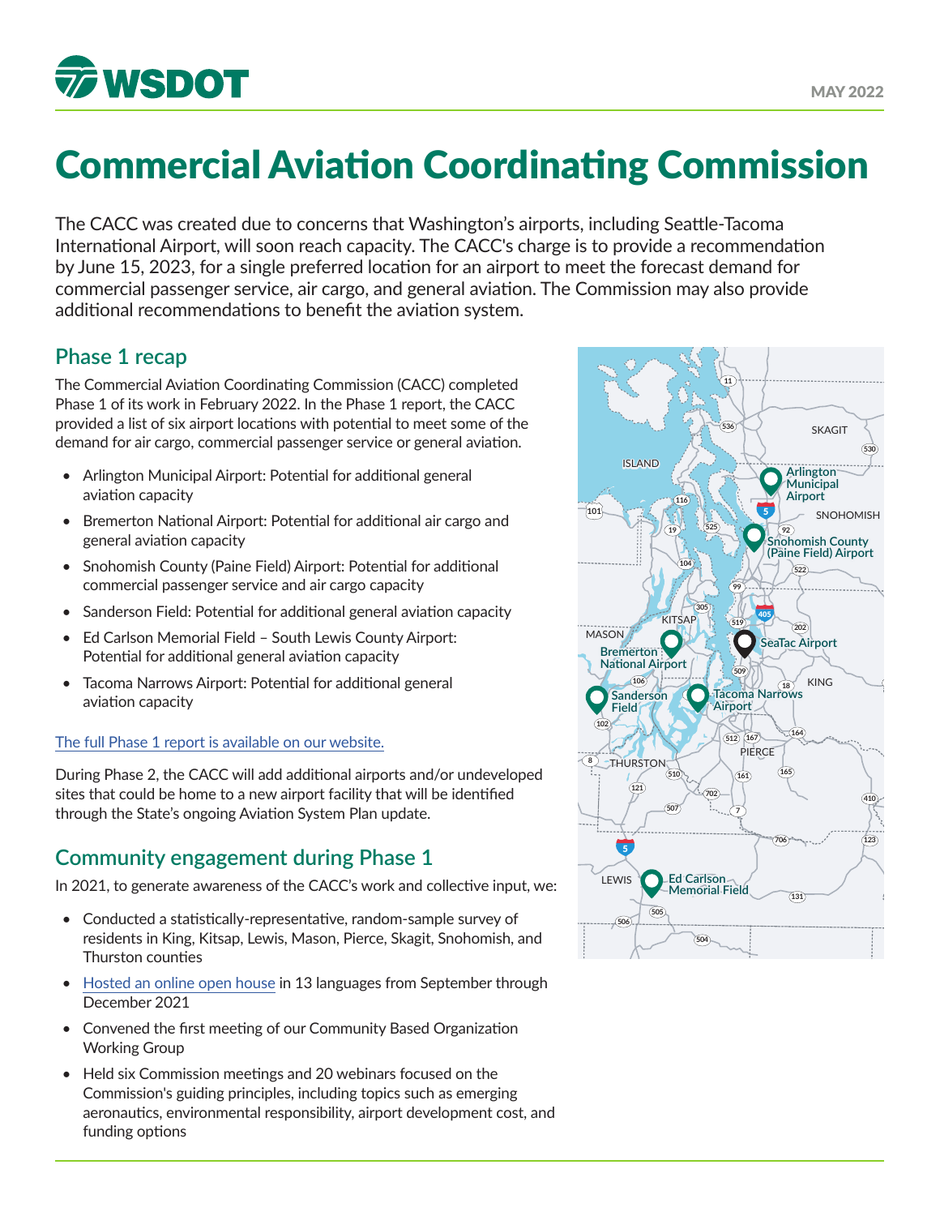MAY 2022

# Commercial Aviation Coordinating Commission

The CACC was created due to concerns that Washington's airports, including Seattle-Tacoma International Airport, will soon reach capacity. The CACC's charge is to provide a recommendation by June 15, 2023, for a single preferred location for an airport to meet the forecast demand for commercial passenger service, air cargo, and general aviation. The Commission may also provide additional recommendations to benefit the aviation system.

## Phase 1 recap

The Commercial Aviation Coordinating Commission (CACC) completed Phase 1 of its work in February 2022. In the Phase 1 report, the CACC provided a list of six airport locations with potential to meet some of the demand for air cargo, commercial passenger service or general aviation.

- Arlington Municipal Airport: Potential for additional general aviation capacity
- Bremerton National Airport: Potential for additional air cargo and general aviation capacity
- Snohomish County (Paine Field) Airport: Potential for additional commercial passenger service and air cargo capacity
- Sanderson Field: Potential for additional general aviation capacity
- Ed Carlson Memorial Field – South Lewis County Airport: Potential for additional general aviation capacity
- Tacoma Narrows Airport: Potential for additional general aviation capacity

The full Phase 1 report is available on our website.

During Phase 2, the CACC will add additional airports and/or undeveloped sites that could be home to a new airport facility that will be identified through the State's ongoing Aviation System Plan update.

## Community engagement during Phase 1

In 2021, to generate awareness of the CACC's work and collective input, we:

- Conducted a statistically-representative, random-sample survey of residents in King, Kitsap, Lewis, Mason, Pierce, Skagit, Snohomish, and Thurston counties
- Hosted an online open house in 13 languages from September through December 2021
- Convened the first meeting of our Community Based Organization Working Group
- Held six Commission meetings and 20 webinars focused on the Commission's guiding principles, including topics such as emerging aeronautics, environmental responsibility, airport development cost, and funding options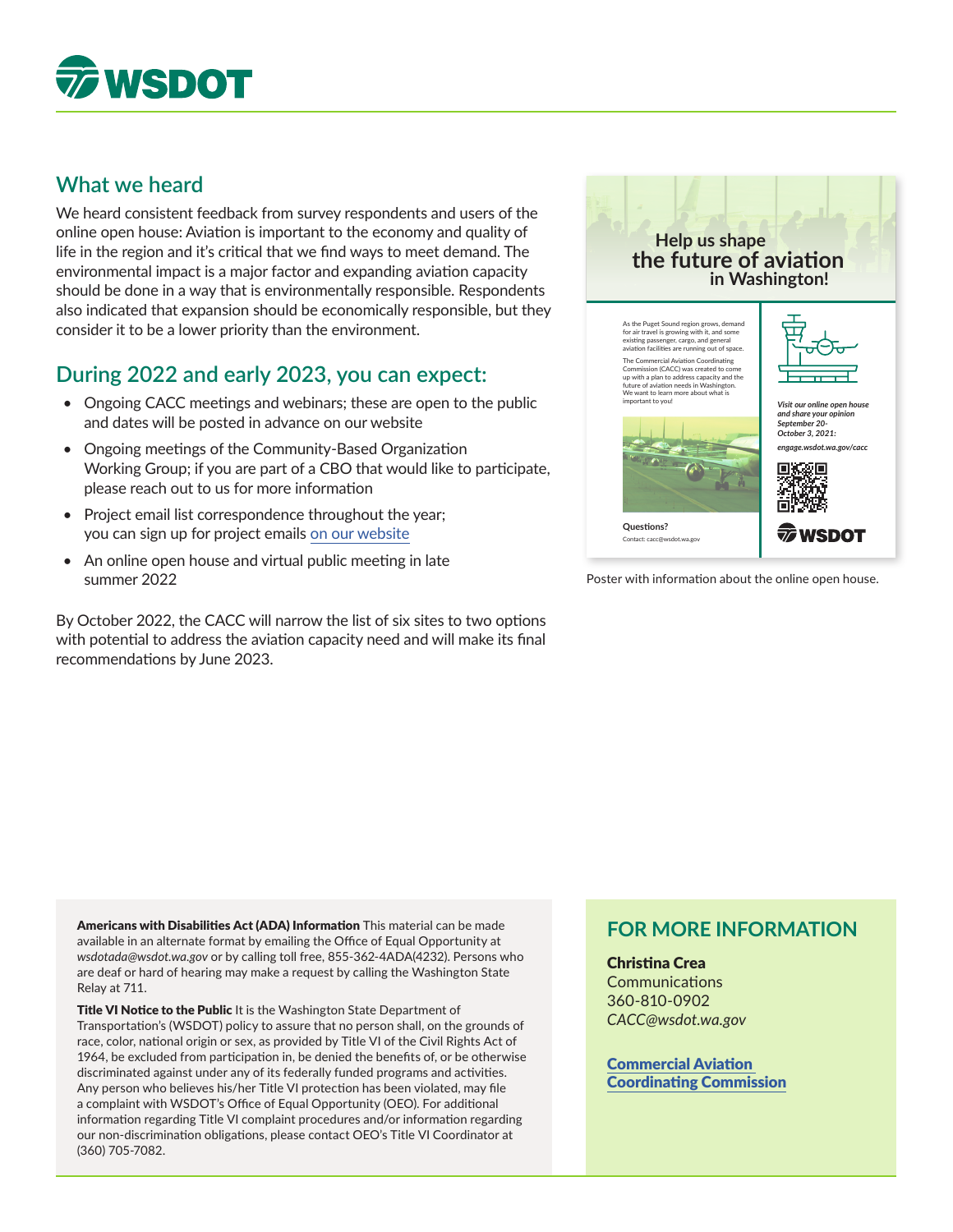## What we heard

We heard consistent feedback from survey respondents and users of the online open house: Aviation is important to the economy and quality of life in the region and it's critical that we find ways to meet demand. The environmental impact is a major factor and expanding aviation capacity should be done in a way that is environmentally responsible. Respondents also indicated that expansion should be economically responsible, but they consider it to be a lower priority than the environment.

## During 2022 and early 2023, you can expect:

- Ongoing CACC meetings and webinars; these are open to the public and dates will be posted in advance on our website
- Ongoing meetings of the Community-Based Organization Working Group; if you are part of a CBO that would like to participate, please reach out to us for more information
- Project email list correspondence throughout the year; you can sign up for project emails on our website
- An online open house and virtual public meeting in late summer 2022

By October 2022, the CACC will narrow the list of six sites to two options with potential to address the aviation capacity need and will make its final recommendations by June 2023.

**Help us shape the future of aviation in Washington!**

As the Puget Sound region grows, demand for air travel is growing with it, and some existing passenger, cargo, and general aviation facilities are running out of space.

The Commercial Aviation Coordinating Commission (CACC) was created to come up with a plan to address capacity and the future of aviation needs in Washington. We want to learn more about what is important to you!

*Visit our online open house and share your opinion September 20-October 3, 2021:*

*engage.wsdot.wa.gov/cacc*

**Questions?**
Contact: cacc@wsdot.wa.gov

Poster with information about the online open house.

**Americans with Disabilities Act (ADA) Information** This material can be made available in an alternate format by emailing the Office of Equal Opportunity at *wsdotada@wsdot.wa.gov* or by calling toll free, 855-362-4ADA(4232). Persons who are deaf or hard of hearing may make a request by calling the Washington State Relay at 711.

**Title VI Notice to the Public** It is the Washington State Department of Transportation's (WSDOT) policy to assure that no person shall, on the grounds of race, color, national origin or sex, as provided by Title VI of the Civil Rights Act of 1964, be excluded from participation in, be denied the benefits of, or be otherwise discriminated against under any of its federally funded programs and activities. Any person who believes his/her Title VI protection has been violated, may file a complaint with WSDOT's Office of Equal Opportunity (OEO). For additional information regarding Title VI complaint procedures and/or information regarding our non-discrimination obligations, please contact OEO's Title VI Coordinator at (360) 705-7082.

## FOR MORE INFORMATION

**Christina Crea**
Communications
360-810-0902
*CACC@wsdot.wa.gov*

**Commercial Aviation Coordinating Commission**